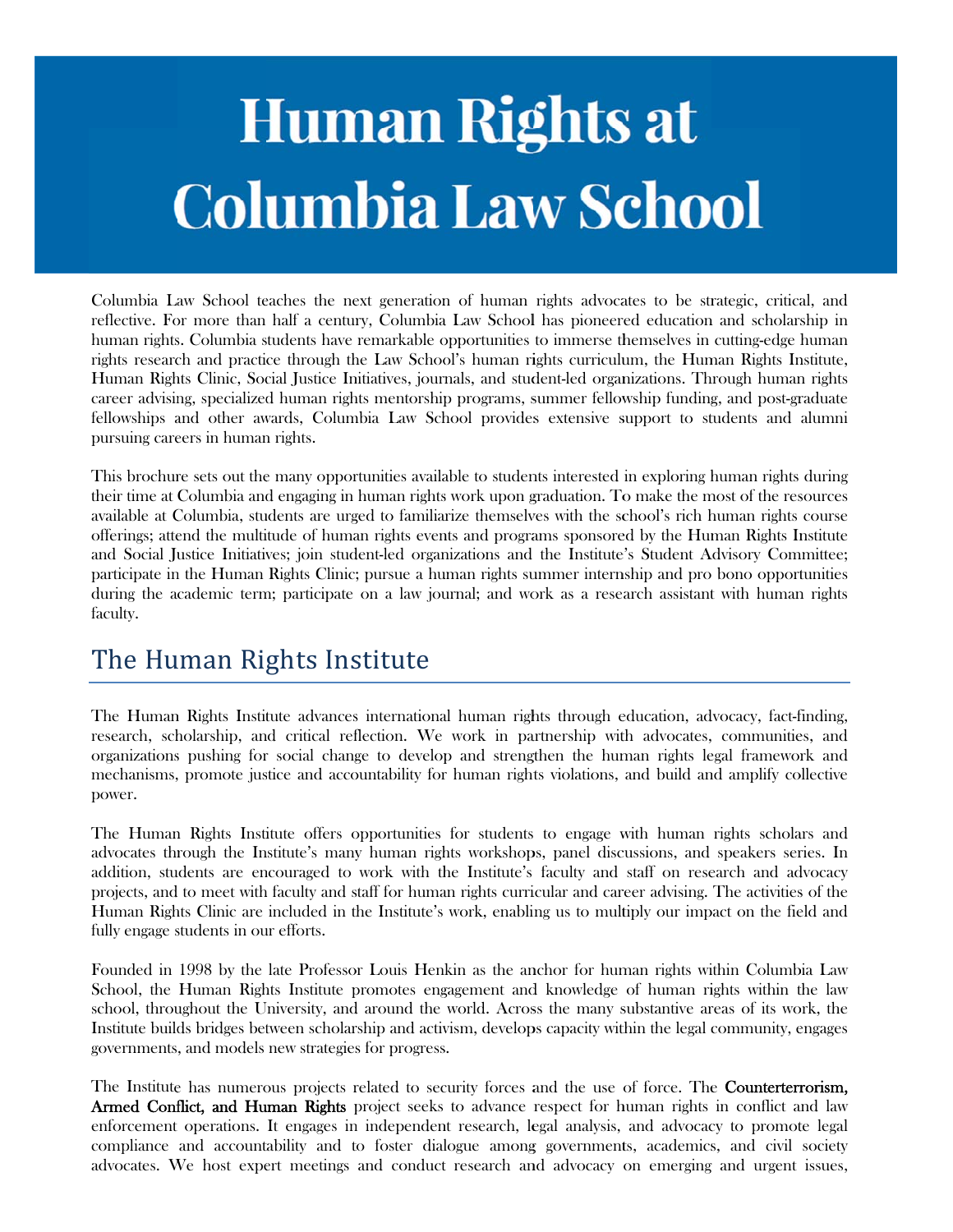# Human Rights at Columbia Law School

Columbia Law School teaches the next generation of human rights advocates to be strategic, critical, and reflective. For more than half a century, Columbia Law School has pioneered education and scholarship in human rights. Columbia students have remarkable opportunities to immerse themselves in cutting-edge human rights research and practice through the Law School's human rights curriculum, the Human Rights Institute, Human Rights Clinic, Social Justice Initiatives, journals, and student-led organizations. Through human rights career advising, specialized human rights mentorship programs, summer fellowship funding, and post-graduate fellowships and other awards, Columbia Law School provides extensive support to students and alumni pursuing careers in human rights.

This brochure sets out the many opportunities available to students interested in exploring human rights during their time at Columbia and engaging in human rights work upon graduation. To make the most of the resources available at Columbia, students are urged to familiarize themselves with the school's rich human rights course offerings; attend the multitude of human rights events and programs sponsored by the Human Rights Institute and Social Justice Initiatives; join student-led organizations and the Institute's Student Advisory Committee; participate in the Human Rights Clinic; pursue a human rights summer internship and pro bono opportunities during the academic term; participate on a law journal; and work as a research assistant with human rights faculty.

## The Human Rights Institute

The Human Rights Institute advances international human rights through education, advocacy, fact-finding, research, scholarship, and critical reflection. We work in partnership with advocates, communities, and organizations pushing for social change to develop and strengthen the human rights legal framework and mechanisms, promote justice and accountability for human rights violations, and build and amplify collective power.

The Human Rights Institute offers opportunities for students to engage with human rights scholars and advocates through the Institute's many human rights workshops, panel discussions, and speakers series. In addition, students are encouraged to work with the Institute's faculty and staff on research and advocacy projects, and to meet with faculty and staff for human rights curricular and career advising. The activities of the Human Rights Clinic are included in the Institute's work, enabling us to multiply our impact on the field and fully engage students in our efforts.

Founded in 1998 by the late Professor Louis Henkin as the anchor for human rights within Columbia Law School, the Human Rights Institute promotes engagement and knowledge of human rights within the law school, throughout the University, and around the world. Across the many substantive areas of its work, the Institute builds bridges between scholarship and activism, develops capacity within the legal community, engages governments, and models new strategies for progress.

The Institute has numerous projects related to security forces and the use of force. The **Counterterrorism, Armed Conflict, and Human Rights** project seeks to advance respect for human rights in conflict and law enforcement operations. It engages in independent research, legal analysis, and advocacy to promote legal compliance and accountability and to foster dialogue among governments, academics, and civil society advocates. We host expert meetings and conduct research and advocacy on emerging and urgent issues,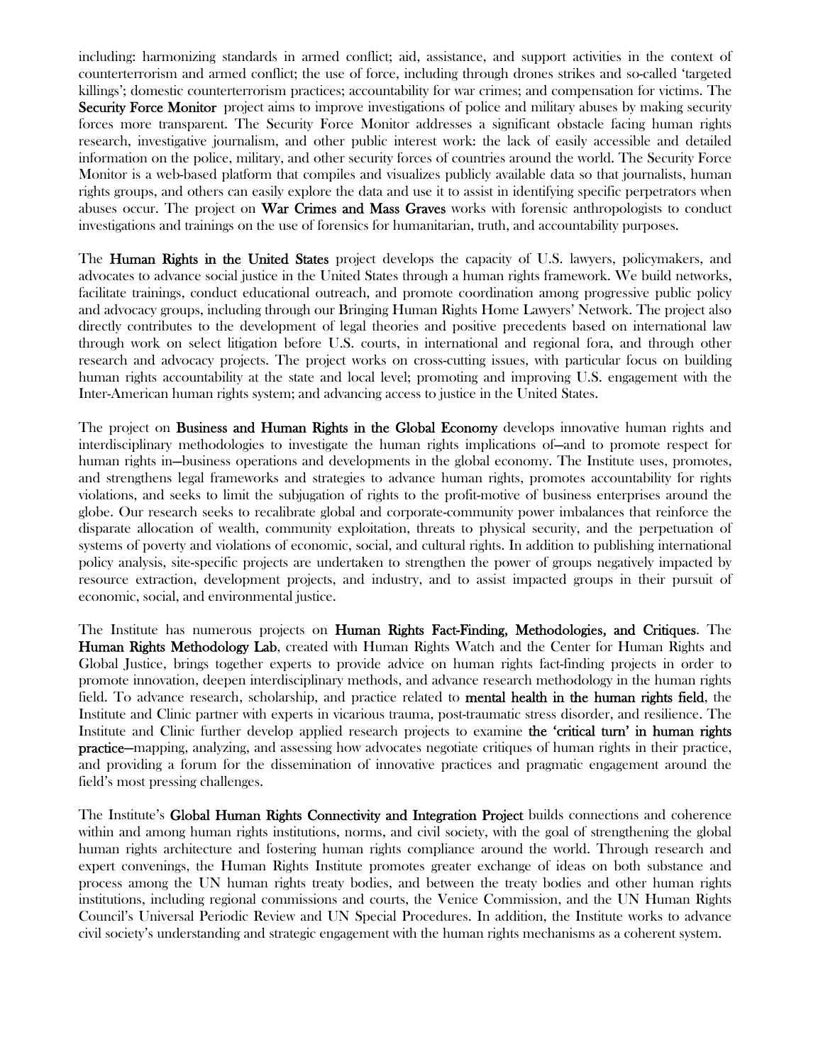including: harmonizing standards in armed conflict; aid, assistance, and support activities in the context of counterterrorism and armed conflict; the use of force, including through drones strikes and so-called 'targeted killings'; domestic counterterrorism practices; accountability for war crimes; and compensation for victims. The **Security Force Monitor** project aims to improve investigations of police and military abuses by making security forces more transparent. The Security Force Monitor addresses a significant obstacle facing human rights research, investigative journalism, and other public interest work: the lack of easily accessible and detailed information on the police, military, and other security forces of countries around the world. The Security Force Monitor is a web-based platform that compiles and visualizes publicly available data so that journalists, human rights groups, and others can easily explore the data and use it to assist in identifying specific perpetrators when abuses occur. The project on **War Crimes and Mass Graves** works with forensic anthropologists to conduct investigations and trainings on the use of forensics for humanitarian, truth, and accountability purposes.

The **Human Rights in the United States** project develops the capacity of U.S. lawyers, policymakers, and advocates to advance social justice in the United States through a human rights framework. We build networks, facilitate trainings, conduct educational outreach, and promote coordination among progressive public policy and advocacy groups, including through our Bringing Human Rights Home Lawyers' Network. The project also directly contributes to the development of legal theories and positive precedents based on international law through work on select litigation before U.S. courts, in international and regional fora, and through other research and advocacy projects. The project works on cross-cutting issues, with particular focus on building human rights accountability at the state and local level; promoting and improving U.S. engagement with the Inter-American human rights system; and advancing access to justice in the United States.

The project on **Business and Human Rights in the Global Economy** develops innovative human rights and interdisciplinary methodologies to investigate the human rights implications of—and to promote respect for human rights in—business operations and developments in the global economy. The Institute uses, promotes, and strengthens legal frameworks and strategies to advance human rights, promotes accountability for rights violations, and seeks to limit the subjugation of rights to the profit-motive of business enterprises around the globe. Our research seeks to recalibrate global and corporate-community power imbalances that reinforce the disparate allocation of wealth, community exploitation, threats to physical security, and the perpetuation of systems of poverty and violations of economic, social, and cultural rights. In addition to publishing international policy analysis, site-specific projects are undertaken to strengthen the power of groups negatively impacted by resource extraction, development projects, and industry, and to assist impacted groups in their pursuit of economic, social, and environmental justice.

The Institute has numerous projects on **Human Rights Fact-Finding, Methodologies, and Critiques**. The **Human Rights Methodology Lab**, created with Human Rights Watch and the Center for Human Rights and Global Justice, brings together experts to provide advice on human rights fact-finding projects in order to promote innovation, deepen interdisciplinary methods, and advance research methodology in the human rights field. To advance research, scholarship, and practice related to **mental health in the human rights field**, the Institute and Clinic partner with experts in vicarious trauma, post-traumatic stress disorder, and resilience. The Institute and Clinic further develop applied research projects to examine **the 'critical turn' in human rights practice**—mapping, analyzing, and assessing how advocates negotiate critiques of human rights in their practice, and providing a forum for the dissemination of innovative practices and pragmatic engagement around the field's most pressing challenges.

The Institute's **Global Human Rights Connectivity and Integration Project** builds connections and coherence within and among human rights institutions, norms, and civil society, with the goal of strengthening the global human rights architecture and fostering human rights compliance around the world. Through research and expert convenings, the Human Rights Institute promotes greater exchange of ideas on both substance and process among the UN human rights treaty bodies, and between the treaty bodies and other human rights institutions, including regional commissions and courts, the Venice Commission, and the UN Human Rights Council's Universal Periodic Review and UN Special Procedures. In addition, the Institute works to advance civil society's understanding and strategic engagement with the human rights mechanisms as a coherent system.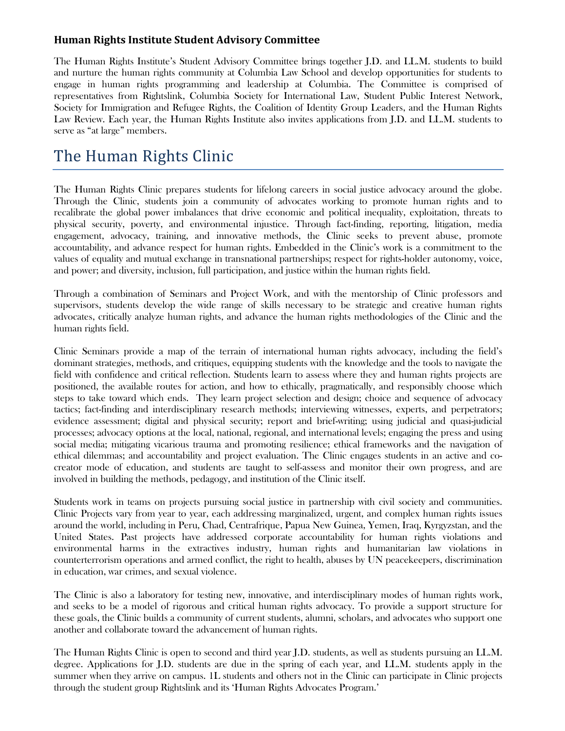### Human Rights Institute Student Advisory Committee

The Human Rights Institute's Student Advisory Committee brings together J.D. and LL.M. students to build and nurture the human rights community at Columbia Law School and develop opportunities for students to engage in human rights programming and leadership at Columbia. The Committee is comprised of representatives from Rightslink, Columbia Society for International Law, Student Public Interest Network, Society for Immigration and Refugee Rights, the Coalition of Identity Group Leaders, and the Human Rights Law Review. Each year, the Human Rights Institute also invites applications from J.D. and LL.M. students to serve as "at large" members.

# The Human Rights Clinic

The Human Rights Clinic prepares students for lifelong careers in social justice advocacy around the globe. Through the Clinic, students join a community of advocates working to promote human rights and to recalibrate the global power imbalances that drive economic and political inequality, exploitation, threats to physical security, poverty, and environmental injustice. Through fact-finding, reporting, litigation, media engagement, advocacy, training, and innovative methods, the Clinic seeks to prevent abuse, promote accountability, and advance respect for human rights. Embedded in the Clinic's work is a commitment to the values of equality and mutual exchange in transnational partnerships; respect for rights-holder autonomy, voice, and power; and diversity, inclusion, full participation, and justice within the human rights field.

Through a combination of Seminars and Project Work, and with the mentorship of Clinic professors and supervisors, students develop the wide range of skills necessary to be strategic and creative human rights advocates, critically analyze human rights, and advance the human rights methodologies of the Clinic and the human rights field.

Clinic Seminars provide a map of the terrain of international human rights advocacy, including the field's dominant strategies, methods, and critiques, equipping students with the knowledge and the tools to navigate the field with confidence and critical reflection. Students learn to assess where they and human rights projects are positioned, the available routes for action, and how to ethically, pragmatically, and responsibly choose which steps to take toward which ends. They learn project selection and design; choice and sequence of advocacy tactics; fact-finding and interdisciplinary research methods; interviewing witnesses, experts, and perpetrators; evidence assessment; digital and physical security; report and brief-writing; using judicial and quasi-judicial processes; advocacy options at the local, national, regional, and international levels; engaging the press and using social media; mitigating vicarious trauma and promoting resilience; ethical frameworks and the navigation of ethical dilemmas; and accountability and project evaluation. The Clinic engages students in an active and co-creator mode of education, and students are taught to self-assess and monitor their own progress, and are involved in building the methods, pedagogy, and institution of the Clinic itself.

Students work in teams on projects pursuing social justice in partnership with civil society and communities. Clinic Projects vary from year to year, each addressing marginalized, urgent, and complex human rights issues around the world, including in Peru, Chad, Centrafrique, Papua New Guinea, Yemen, Iraq, Kyrgyzstan, and the United States. Past projects have addressed corporate accountability for human rights violations and environmental harms in the extractives industry, human rights and humanitarian law violations in counterterrorism operations and armed conflict, the right to health, abuses by UN peacekeepers, discrimination in education, war crimes, and sexual violence.

The Clinic is also a laboratory for testing new, innovative, and interdisciplinary modes of human rights work, and seeks to be a model of rigorous and critical human rights advocacy. To provide a support structure for these goals, the Clinic builds a community of current students, alumni, scholars, and advocates who support one another and collaborate toward the advancement of human rights.

The Human Rights Clinic is open to second and third year J.D. students, as well as students pursuing an LL.M. degree. Applications for J.D. students are due in the spring of each year, and LL.M. students apply in the summer when they arrive on campus. 1L students and others not in the Clinic can participate in Clinic projects through the student group Rightslink and its 'Human Rights Advocates Program.'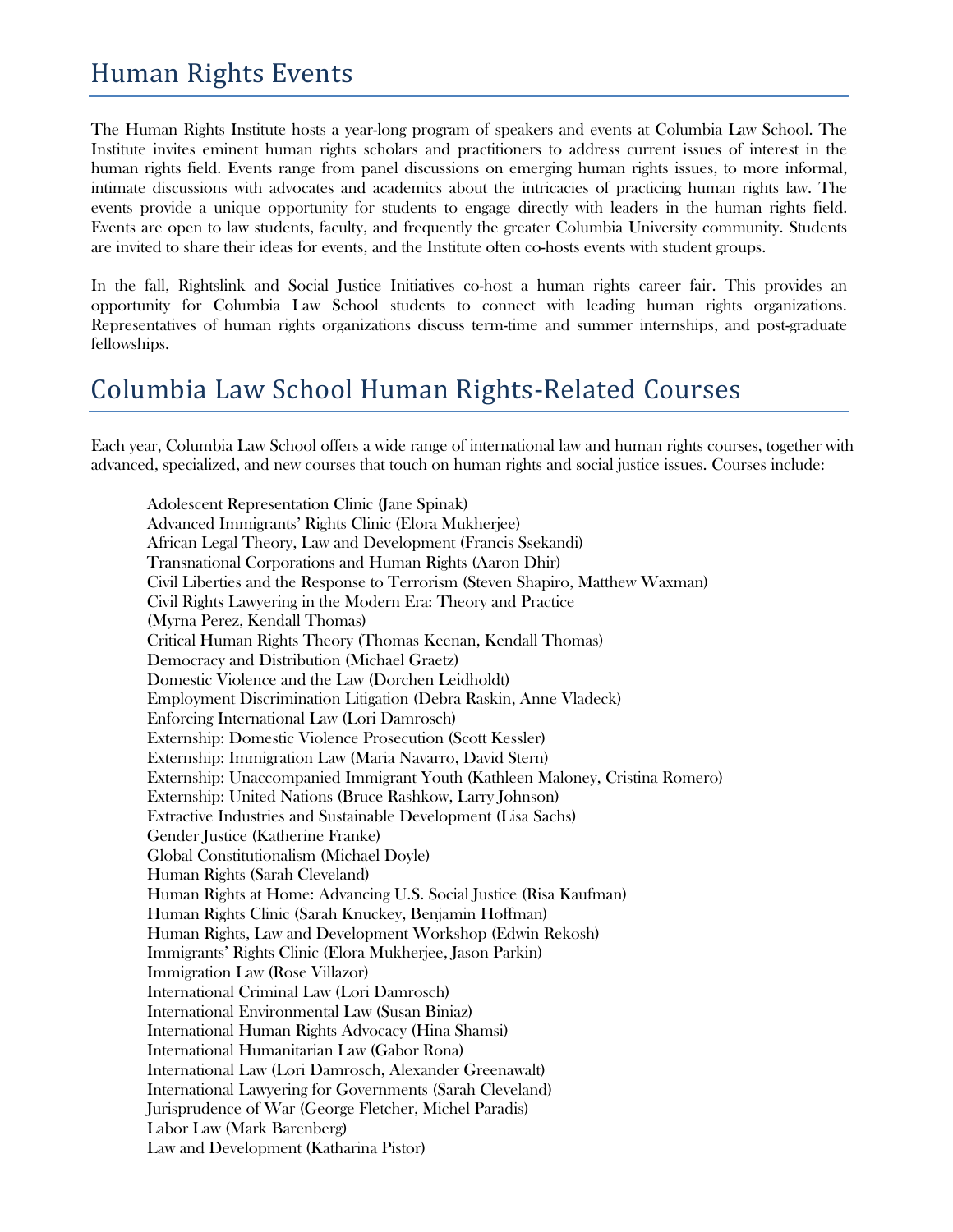## Human Rights Events

The Human Rights Institute hosts a year-long program of speakers and events at Columbia Law School. The Institute invites eminent human rights scholars and practitioners to address current issues of interest in the human rights field. Events range from panel discussions on emerging human rights issues, to more informal, intimate discussions with advocates and academics about the intricacies of practicing human rights law. The events provide a unique opportunity for students to engage directly with leaders in the human rights field. Events are open to law students, faculty, and frequently the greater Columbia University community. Students are invited to share their ideas for events, and the Institute often co-hosts events with student groups.

In the fall, Rightslink and Social Justice Initiatives co-host a human rights career fair. This provides an opportunity for Columbia Law School students to connect with leading human rights organizations. Representatives of human rights organizations discuss term-time and summer internships, and post-graduate fellowships.

## Columbia Law School Human Rights-Related Courses

Each year, Columbia Law School offers a wide range of international law and human rights courses, together with advanced, specialized, and new courses that touch on human rights and social justice issues. Courses include:

Adolescent Representation Clinic (Jane Spinak)
Advanced Immigrants' Rights Clinic (Elora Mukherjee)
African Legal Theory, Law and Development (Francis Ssekandi)
Transnational Corporations and Human Rights (Aaron Dhir)
Civil Liberties and the Response to Terrorism (Steven Shapiro, Matthew Waxman)
Civil Rights Lawyering in the Modern Era: Theory and Practice
(Myrna Perez, Kendall Thomas)
Critical Human Rights Theory (Thomas Keenan, Kendall Thomas)
Democracy and Distribution (Michael Graetz)
Domestic Violence and the Law (Dorchen Leidholdt)
Employment Discrimination Litigation (Debra Raskin, Anne Vladeck)
Enforcing International Law (Lori Damrosch)
Externship: Domestic Violence Prosecution (Scott Kessler)
Externship: Immigration Law (Maria Navarro, David Stern)
Externship: Unaccompanied Immigrant Youth (Kathleen Maloney, Cristina Romero)
Externship: United Nations (Bruce Rashkow, Larry Johnson)
Extractive Industries and Sustainable Development (Lisa Sachs)
Gender Justice (Katherine Franke)
Global Constitutionalism (Michael Doyle)
Human Rights (Sarah Cleveland)
Human Rights at Home: Advancing U.S. Social Justice (Risa Kaufman)
Human Rights Clinic (Sarah Knuckey, Benjamin Hoffman)
Human Rights, Law and Development Workshop (Edwin Rekosh)
Immigrants' Rights Clinic (Elora Mukherjee, Jason Parkin)
Immigration Law (Rose Villazor)
International Criminal Law (Lori Damrosch)
International Environmental Law (Susan Biniaz)
International Human Rights Advocacy (Hina Shamsi)
International Humanitarian Law (Gabor Rona)
International Law (Lori Damrosch, Alexander Greenawalt)
International Lawyering for Governments (Sarah Cleveland)
Jurisprudence of War (George Fletcher, Michel Paradis)
Labor Law (Mark Barenberg)
Law and Development (Katharina Pistor)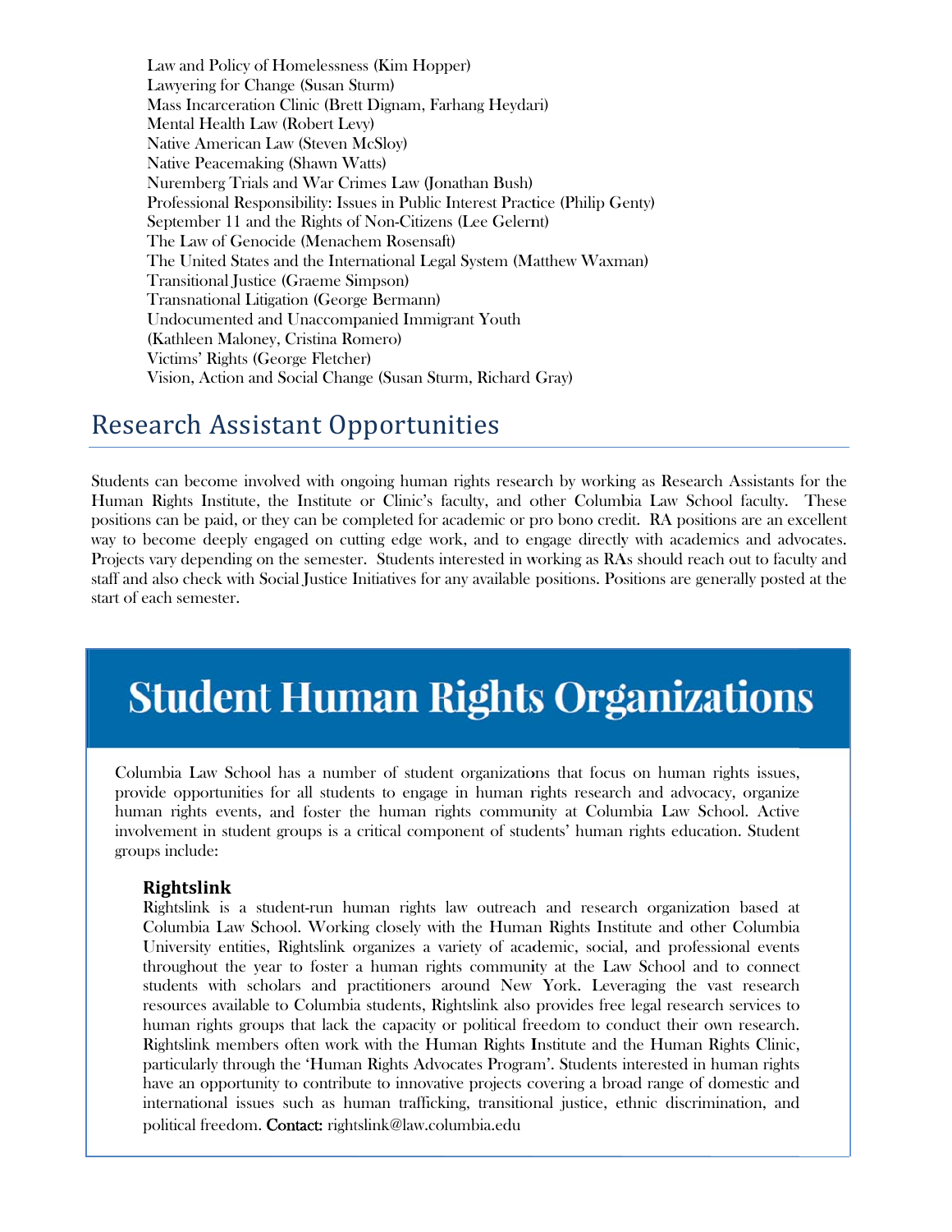Law and Policy of Homelessness (Kim Hopper)
Lawyering for Change (Susan Sturm)
Mass Incarceration Clinic (Brett Dignam, Farhang Heydari)
Mental Health Law (Robert Levy)
Native American Law (Steven McSloy)
Native Peacemaking (Shawn Watts)
Nuremberg Trials and War Crimes Law (Jonathan Bush)
Professional Responsibility: Issues in Public Interest Practice (Philip Genty)
September 11 and the Rights of Non-Citizens (Lee Gelernt)
The Law of Genocide (Menachem Rosensaft)
The United States and the International Legal System (Matthew Waxman)
Transitional Justice (Graeme Simpson)
Transnational Litigation (George Bermann)
Undocumented and Unaccompanied Immigrant Youth
(Kathleen Maloney, Cristina Romero)
Victims' Rights (George Fletcher)
Vision, Action and Social Change (Susan Sturm, Richard Gray)

## Research Assistant Opportunities

Students can become involved with ongoing human rights research by working as Research Assistants for the Human Rights Institute, the Institute or Clinic's faculty, and other Columbia Law School faculty. These positions can be paid, or they can be completed for academic or pro bono credit. RA positions are an excellent way to become deeply engaged on cutting edge work, and to engage directly with academics and advocates. Projects vary depending on the semester. Students interested in working as RAs should reach out to faculty and staff and also check with Social Justice Initiatives for any available positions. Positions are generally posted at the start of each semester.

# Student Human Rights Organizations

Columbia Law School has a number of student organizations that focus on human rights issues, provide opportunities for all students to engage in human rights research and advocacy, organize human rights events, and foster the human rights community at Columbia Law School. Active involvement in student groups is a critical component of students' human rights education. Student groups include:

### Rightslink

Rightslink is a student-run human rights law outreach and research organization based at Columbia Law School. Working closely with the Human Rights Institute and other Columbia University entities, Rightslink organizes a variety of academic, social, and professional events throughout the year to foster a human rights community at the Law School and to connect students with scholars and practitioners around New York. Leveraging the vast research resources available to Columbia students, Rightslink also provides free legal research services to human rights groups that lack the capacity or political freedom to conduct their own research. Rightslink members often work with the Human Rights Institute and the Human Rights Clinic, particularly through the 'Human Rights Advocates Program'. Students interested in human rights have an opportunity to contribute to innovative projects covering a broad range of domestic and international issues such as human trafficking, transitional justice, ethnic discrimination, and political freedom. **Contact:** rightslink@law.columbia.edu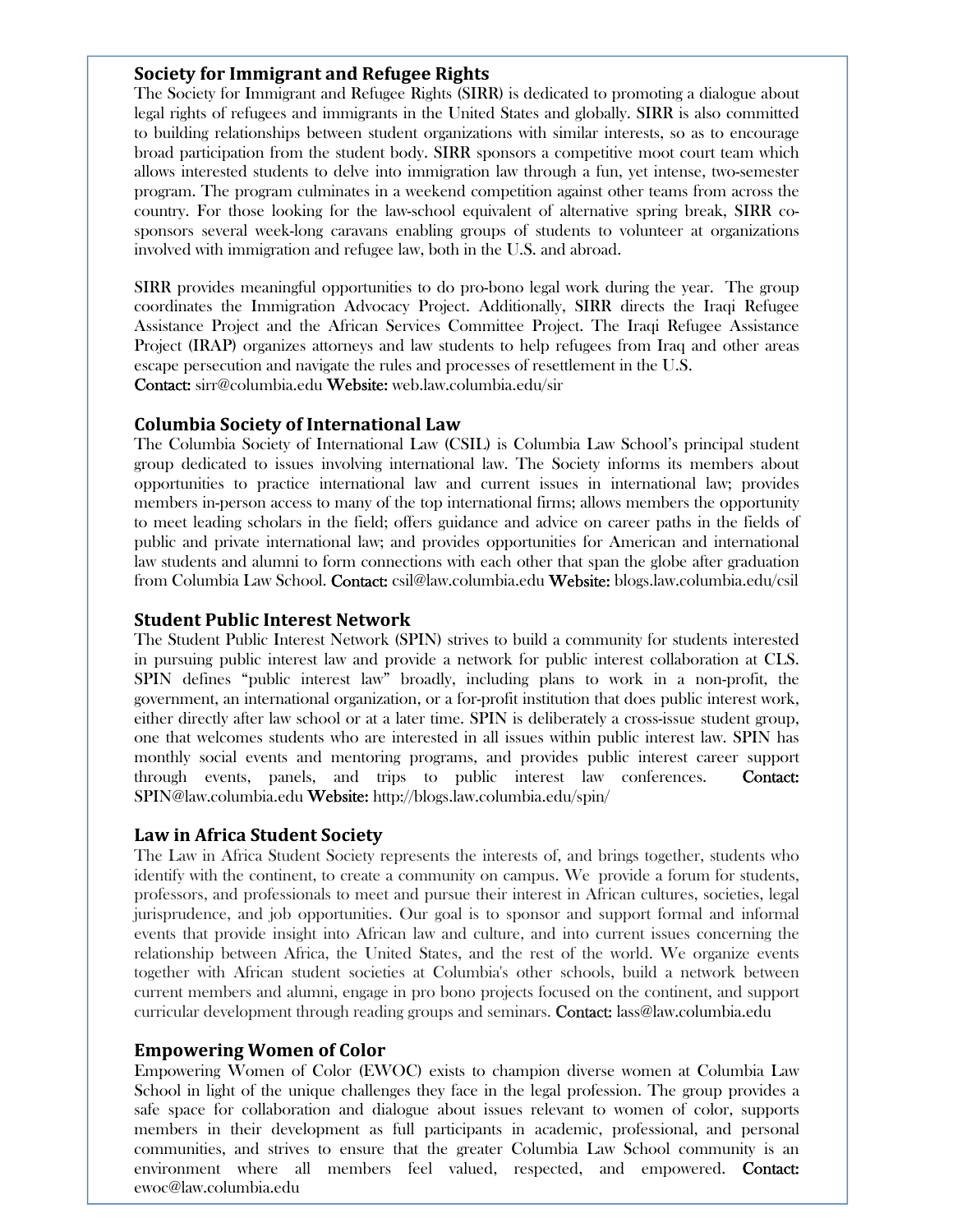### Society for Immigrant and Refugee Rights

The Society for Immigrant and Refugee Rights (SIRR) is dedicated to promoting a dialogue about legal rights of refugees and immigrants in the United States and globally. SIRR is also committed to building relationships between student organizations with similar interests, so as to encourage broad participation from the student body. SIRR sponsors a competitive moot court team which allows interested students to delve into immigration law through a fun, yet intense, two-semester program. The program culminates in a weekend competition against other teams from across the country. For those looking for the law-school equivalent of alternative spring break, SIRR co-sponsors several week-long caravans enabling groups of students to volunteer at organizations involved with immigration and refugee law, both in the U.S. and abroad.

SIRR provides meaningful opportunities to do pro-bono legal work during the year. The group coordinates the Immigration Advocacy Project. Additionally, SIRR directs the Iraqi Refugee Assistance Project and the African Services Committee Project. The Iraqi Refugee Assistance Project (IRAP) organizes attorneys and law students to help refugees from Iraq and other areas escape persecution and navigate the rules and processes of resettlement in the U.S.
**Contact:** sirr@columbia.edu **Website:** web.law.columbia.edu/sir

### Columbia Society of International Law

The Columbia Society of International Law (CSIL) is Columbia Law School's principal student group dedicated to issues involving international law. The Society informs its members about opportunities to practice international law and current issues in international law; provides members in-person access to many of the top international firms; allows members the opportunity to meet leading scholars in the field; offers guidance and advice on career paths in the fields of public and private international law; and provides opportunities for American and international law students and alumni to form connections with each other that span the globe after graduation from Columbia Law School. **Contact:** csil@law.columbia.edu **Website:** blogs.law.columbia.edu/csil

### Student Public Interest Network

The Student Public Interest Network (SPIN) strives to build a community for students interested in pursuing public interest law and provide a network for public interest collaboration at CLS. SPIN defines "public interest law" broadly, including plans to work in a non-profit, the government, an international organization, or a for-profit institution that does public interest work, either directly after law school or at a later time. SPIN is deliberately a cross-issue student group, one that welcomes students who are interested in all issues within public interest law. SPIN has monthly social events and mentoring programs, and provides public interest career support through events, panels, and trips to public interest law conferences. **Contact:** SPIN@law.columbia.edu **Website:** http://blogs.law.columbia.edu/spin/

### Law in Africa Student Society

The Law in Africa Student Society represents the interests of, and brings together, students who identify with the continent, to create a community on campus. We provide a forum for students, professors, and professionals to meet and pursue their interest in African cultures, societies, legal jurisprudence, and job opportunities. Our goal is to sponsor and support formal and informal events that provide insight into African law and culture, and into current issues concerning the relationship between Africa, the United States, and the rest of the world. We organize events together with African student societies at Columbia's other schools, build a network between current members and alumni, engage in pro bono projects focused on the continent, and support curricular development through reading groups and seminars. **Contact:** lass@law.columbia.edu

### Empowering Women of Color

Empowering Women of Color (EWOC) exists to champion diverse women at Columbia Law School in light of the unique challenges they face in the legal profession. The group provides a safe space for collaboration and dialogue about issues relevant to women of color, supports members in their development as full participants in academic, professional, and personal communities, and strives to ensure that the greater Columbia Law School community is an environment where all members feel valued, respected, and empowered. **Contact:** ewoc@law.columbia.edu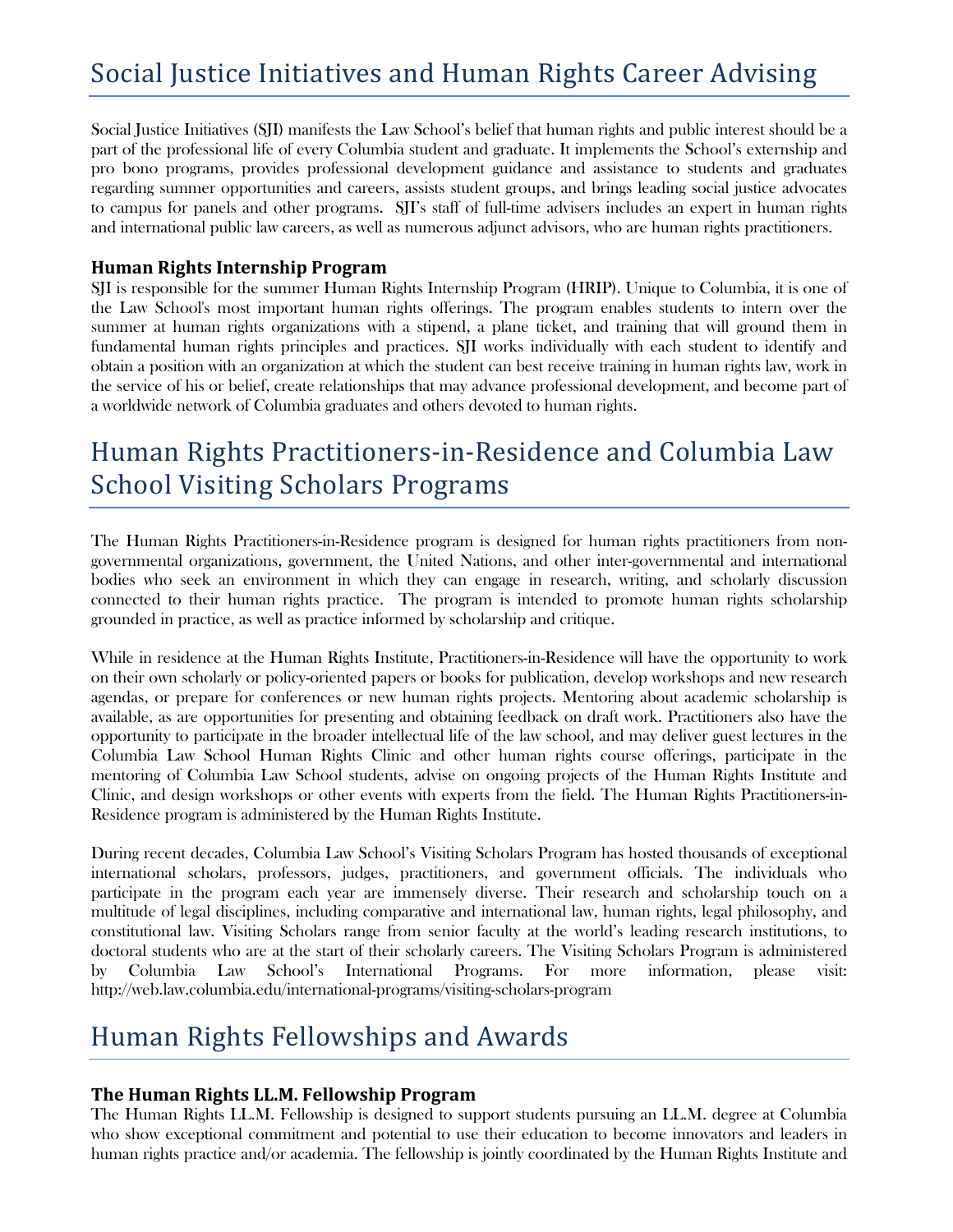# Social Justice Initiatives and Human Rights Career Advising

Social Justice Initiatives (SJI) manifests the Law School's belief that human rights and public interest should be a part of the professional life of every Columbia student and graduate. It implements the School's externship and pro bono programs, provides professional development guidance and assistance to students and graduates regarding summer opportunities and careers, assists student groups, and brings leading social justice advocates to campus for panels and other programs. SJI's staff of full-time advisers includes an expert in human rights and international public law careers, as well as numerous adjunct advisors, who are human rights practitioners.

### Human Rights Internship Program

SJI is responsible for the summer Human Rights Internship Program (HRIP). Unique to Columbia, it is one of the Law School's most important human rights offerings. The program enables students to intern over the summer at human rights organizations with a stipend, a plane ticket, and training that will ground them in fundamental human rights principles and practices. SJI works individually with each student to identify and obtain a position with an organization at which the student can best receive training in human rights law, work in the service of his or belief, create relationships that may advance professional development, and become part of a worldwide network of Columbia graduates and others devoted to human rights.

# Human Rights Practitioners-in-Residence and Columbia Law School Visiting Scholars Programs

The Human Rights Practitioners-in-Residence program is designed for human rights practitioners from non-governmental organizations, government, the United Nations, and other inter-governmental and international bodies who seek an environment in which they can engage in research, writing, and scholarly discussion connected to their human rights practice. The program is intended to promote human rights scholarship grounded in practice, as well as practice informed by scholarship and critique.

While in residence at the Human Rights Institute, Practitioners-in-Residence will have the opportunity to work on their own scholarly or policy-oriented papers or books for publication, develop workshops and new research agendas, or prepare for conferences or new human rights projects. Mentoring about academic scholarship is available, as are opportunities for presenting and obtaining feedback on draft work. Practitioners also have the opportunity to participate in the broader intellectual life of the law school, and may deliver guest lectures in the Columbia Law School Human Rights Clinic and other human rights course offerings, participate in the mentoring of Columbia Law School students, advise on ongoing projects of the Human Rights Institute and Clinic, and design workshops or other events with experts from the field. The Human Rights Practitioners-in-Residence program is administered by the Human Rights Institute.

During recent decades, Columbia Law School's Visiting Scholars Program has hosted thousands of exceptional international scholars, professors, judges, practitioners, and government officials. The individuals who participate in the program each year are immensely diverse. Their research and scholarship touch on a multitude of legal disciplines, including comparative and international law, human rights, legal philosophy, and constitutional law. Visiting Scholars range from senior faculty at the world's leading research institutions, to doctoral students who are at the start of their scholarly careers. The Visiting Scholars Program is administered by Columbia Law School's International Programs. For more information, please visit: http://web.law.columbia.edu/international-programs/visiting-scholars-program

# Human Rights Fellowships and Awards

### The Human Rights LL.M. Fellowship Program

The Human Rights LL.M. Fellowship is designed to support students pursuing an LL.M. degree at Columbia who show exceptional commitment and potential to use their education to become innovators and leaders in human rights practice and/or academia. The fellowship is jointly coordinated by the Human Rights Institute and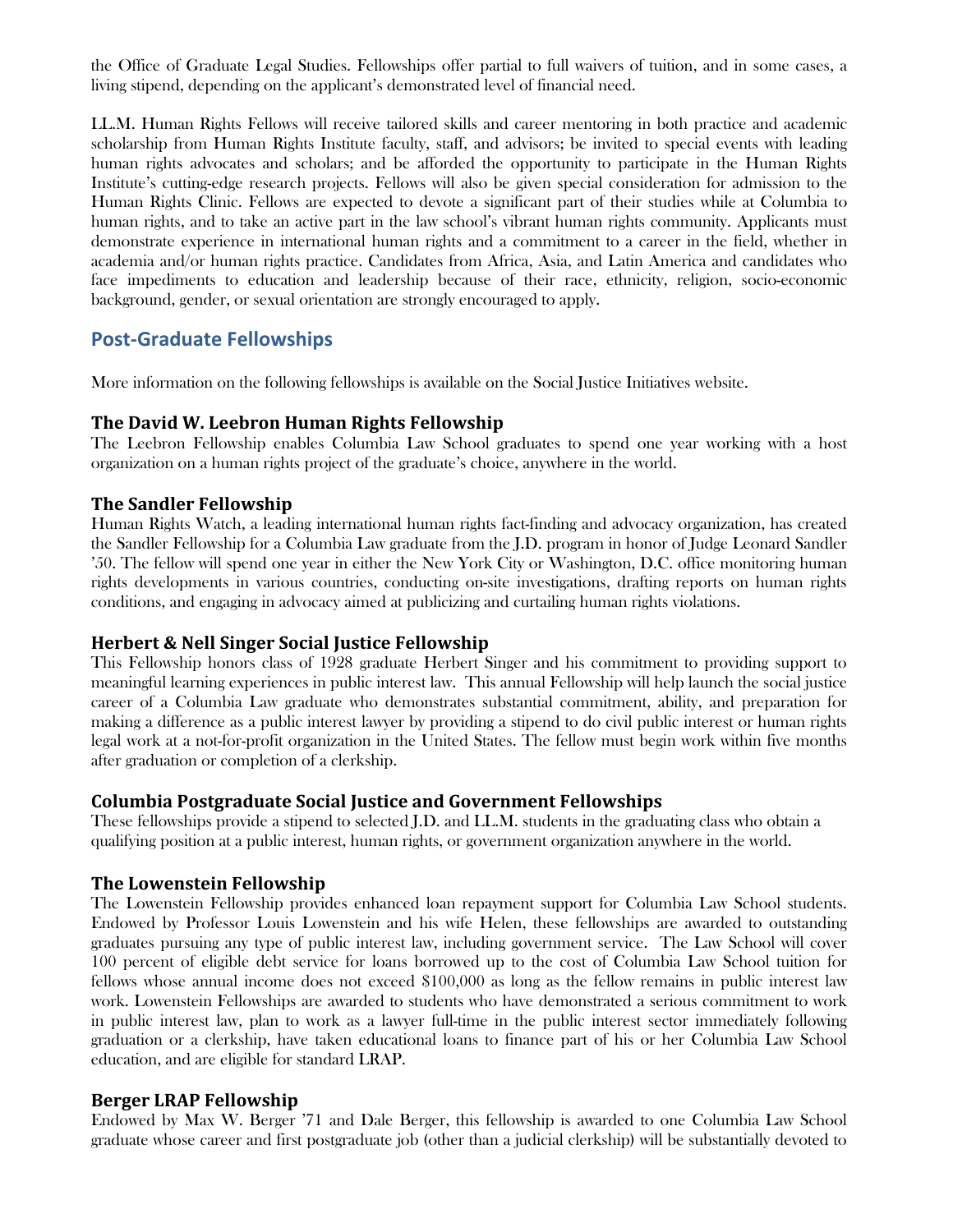the Office of Graduate Legal Studies. Fellowships offer partial to full waivers of tuition, and in some cases, a living stipend, depending on the applicant's demonstrated level of financial need.

LL.M. Human Rights Fellows will receive tailored skills and career mentoring in both practice and academic scholarship from Human Rights Institute faculty, staff, and advisors; be invited to special events with leading human rights advocates and scholars; and be afforded the opportunity to participate in the Human Rights Institute's cutting-edge research projects. Fellows will also be given special consideration for admission to the Human Rights Clinic. Fellows are expected to devote a significant part of their studies while at Columbia to human rights, and to take an active part in the law school's vibrant human rights community. Applicants must demonstrate experience in international human rights and a commitment to a career in the field, whether in academia and/or human rights practice. Candidates from Africa, Asia, and Latin America and candidates who face impediments to education and leadership because of their race, ethnicity, religion, socio-economic background, gender, or sexual orientation are strongly encouraged to apply.

## Post-Graduate Fellowships

More information on the following fellowships is available on the Social Justice Initiatives website.

### The David W. Leebron Human Rights Fellowship

The Leebron Fellowship enables Columbia Law School graduates to spend one year working with a host organization on a human rights project of the graduate's choice, anywhere in the world.

### The Sandler Fellowship

Human Rights Watch, a leading international human rights fact-finding and advocacy organization, has created the Sandler Fellowship for a Columbia Law graduate from the J.D. program in honor of Judge Leonard Sandler '50. The fellow will spend one year in either the New York City or Washington, D.C. office monitoring human rights developments in various countries, conducting on-site investigations, drafting reports on human rights conditions, and engaging in advocacy aimed at publicizing and curtailing human rights violations.

### Herbert & Nell Singer Social Justice Fellowship

This Fellowship honors class of 1928 graduate Herbert Singer and his commitment to providing support to meaningful learning experiences in public interest law. This annual Fellowship will help launch the social justice career of a Columbia Law graduate who demonstrates substantial commitment, ability, and preparation for making a difference as a public interest lawyer by providing a stipend to do civil public interest or human rights legal work at a not-for-profit organization in the United States. The fellow must begin work within five months after graduation or completion of a clerkship.

### Columbia Postgraduate Social Justice and Government Fellowships

These fellowships provide a stipend to selected J.D. and LL.M. students in the graduating class who obtain a qualifying position at a public interest, human rights, or government organization anywhere in the world.

### The Lowenstein Fellowship

The Lowenstein Fellowship provides enhanced loan repayment support for Columbia Law School students. Endowed by Professor Louis Lowenstein and his wife Helen, these fellowships are awarded to outstanding graduates pursuing any type of public interest law, including government service. The Law School will cover 100 percent of eligible debt service for loans borrowed up to the cost of Columbia Law School tuition for fellows whose annual income does not exceed $100,000 as long as the fellow remains in public interest law work. Lowenstein Fellowships are awarded to students who have demonstrated a serious commitment to work in public interest law, plan to work as a lawyer full-time in the public interest sector immediately following graduation or a clerkship, have taken educational loans to finance part of his or her Columbia Law School education, and are eligible for standard LRAP.

### Berger LRAP Fellowship

Endowed by Max W. Berger '71 and Dale Berger, this fellowship is awarded to one Columbia Law School graduate whose career and first postgraduate job (other than a judicial clerkship) will be substantially devoted to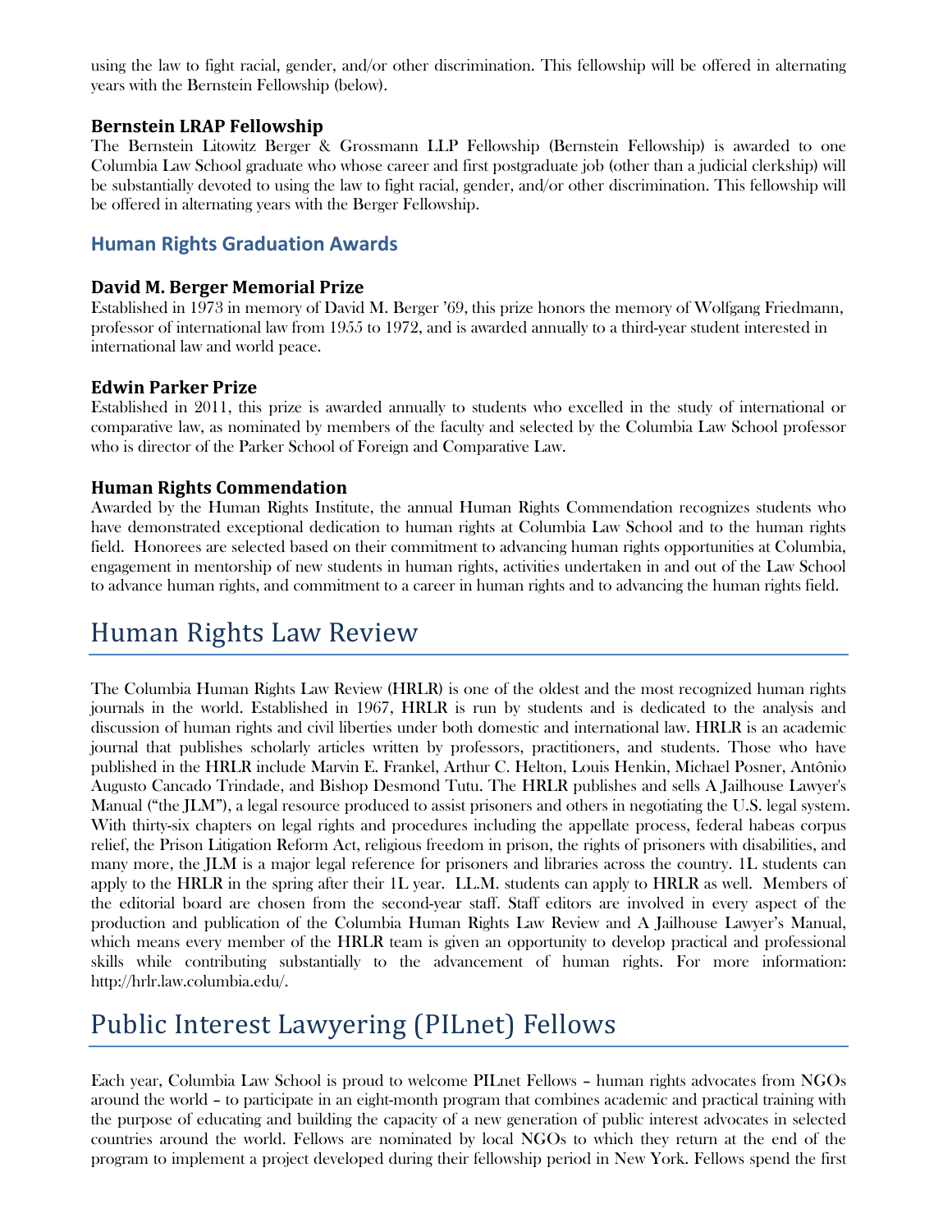using the law to fight racial, gender, and/or other discrimination. This fellowship will be offered in alternating years with the Bernstein Fellowship (below).

### Bernstein LRAP Fellowship

The Bernstein Litowitz Berger & Grossmann LLP Fellowship (Bernstein Fellowship) is awarded to one Columbia Law School graduate who whose career and first postgraduate job (other than a judicial clerkship) will be substantially devoted to using the law to fight racial, gender, and/or other discrimination. This fellowship will be offered in alternating years with the Berger Fellowship.

## Human Rights Graduation Awards

### David M. Berger Memorial Prize

Established in 1973 in memory of David M. Berger '69, this prize honors the memory of Wolfgang Friedmann, professor of international law from 1955 to 1972, and is awarded annually to a third-year student interested in international law and world peace.

### Edwin Parker Prize

Established in 2011, this prize is awarded annually to students who excelled in the study of international or comparative law, as nominated by members of the faculty and selected by the Columbia Law School professor who is director of the Parker School of Foreign and Comparative Law.

### Human Rights Commendation

Awarded by the Human Rights Institute, the annual Human Rights Commendation recognizes students who have demonstrated exceptional dedication to human rights at Columbia Law School and to the human rights field. Honorees are selected based on their commitment to advancing human rights opportunities at Columbia, engagement in mentorship of new students in human rights, activities undertaken in and out of the Law School to advance human rights, and commitment to a career in human rights and to advancing the human rights field.

# Human Rights Law Review

The Columbia Human Rights Law Review (HRLR) is one of the oldest and the most recognized human rights journals in the world. Established in 1967, HRLR is run by students and is dedicated to the analysis and discussion of human rights and civil liberties under both domestic and international law. HRLR is an academic journal that publishes scholarly articles written by professors, practitioners, and students. Those who have published in the HRLR include Marvin E. Frankel, Arthur C. Helton, Louis Henkin, Michael Posner, Antônio Augusto Cancado Trindade, and Bishop Desmond Tutu. The HRLR publishes and sells A Jailhouse Lawyer's Manual ("the JLM"), a legal resource produced to assist prisoners and others in negotiating the U.S. legal system. With thirty-six chapters on legal rights and procedures including the appellate process, federal habeas corpus relief, the Prison Litigation Reform Act, religious freedom in prison, the rights of prisoners with disabilities, and many more, the JLM is a major legal reference for prisoners and libraries across the country. 1L students can apply to the HRLR in the spring after their 1L year. LL.M. students can apply to HRLR as well. Members of the editorial board are chosen from the second-year staff. Staff editors are involved in every aspect of the production and publication of the Columbia Human Rights Law Review and A Jailhouse Lawyer's Manual, which means every member of the HRLR team is given an opportunity to develop practical and professional skills while contributing substantially to the advancement of human rights. For more information: http://hrlr.law.columbia.edu/.

# Public Interest Lawyering (PILnet) Fellows

Each year, Columbia Law School is proud to welcome PILnet Fellows – human rights advocates from NGOs around the world – to participate in an eight-month program that combines academic and practical training with the purpose of educating and building the capacity of a new generation of public interest advocates in selected countries around the world. Fellows are nominated by local NGOs to which they return at the end of the program to implement a project developed during their fellowship period in New York. Fellows spend the first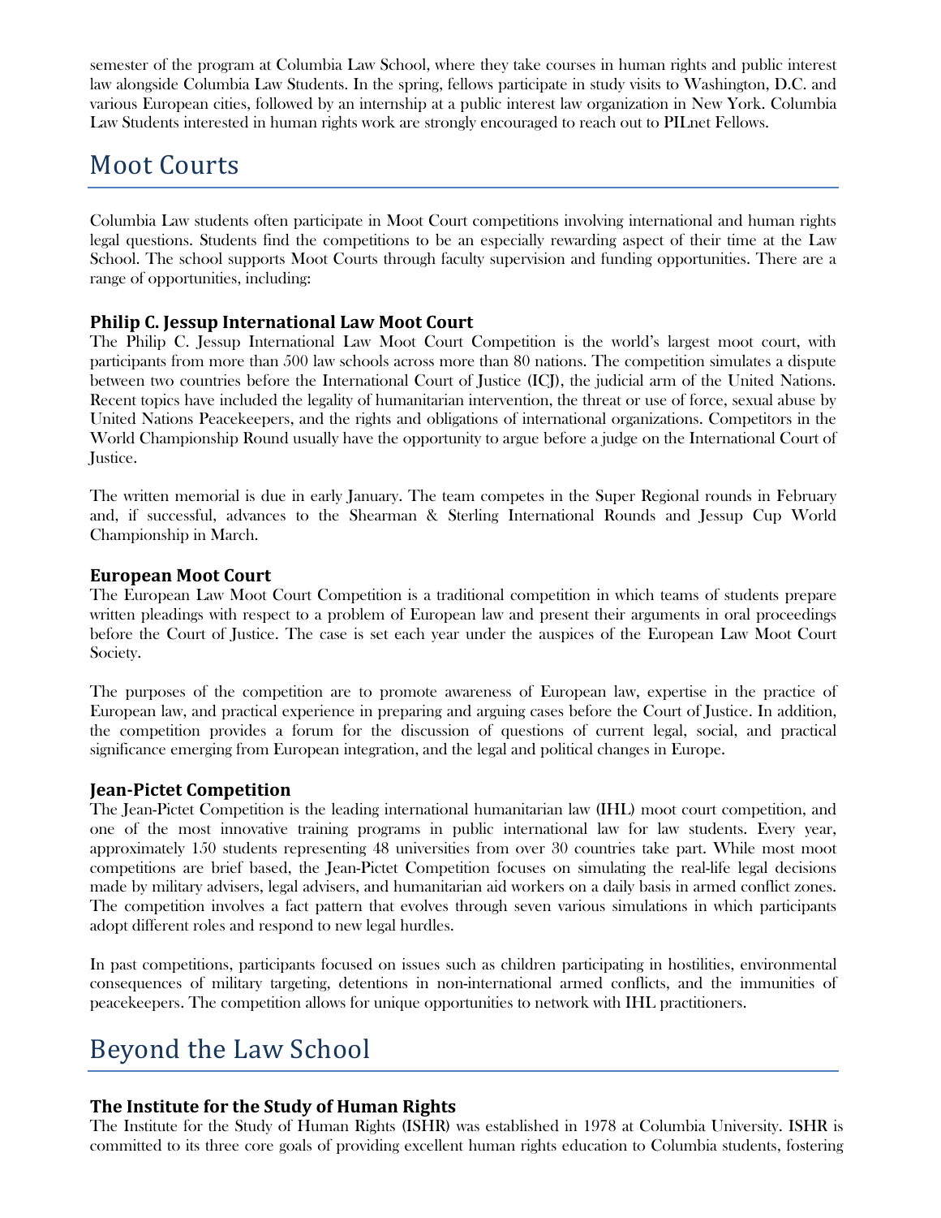semester of the program at Columbia Law School, where they take courses in human rights and public interest law alongside Columbia Law Students. In the spring, fellows participate in study visits to Washington, D.C. and various European cities, followed by an internship at a public interest law organization in New York. Columbia Law Students interested in human rights work are strongly encouraged to reach out to PILnet Fellows.

# Moot Courts

Columbia Law students often participate in Moot Court competitions involving international and human rights legal questions. Students find the competitions to be an especially rewarding aspect of their time at the Law School. The school supports Moot Courts through faculty supervision and funding opportunities. There are a range of opportunities, including:

### Philip C. Jessup International Law Moot Court

The Philip C. Jessup International Law Moot Court Competition is the world's largest moot court, with participants from more than 500 law schools across more than 80 nations. The competition simulates a dispute between two countries before the International Court of Justice (ICJ), the judicial arm of the United Nations. Recent topics have included the legality of humanitarian intervention, the threat or use of force, sexual abuse by United Nations Peacekeepers, and the rights and obligations of international organizations. Competitors in the World Championship Round usually have the opportunity to argue before a judge on the International Court of Justice.

The written memorial is due in early January. The team competes in the Super Regional rounds in February and, if successful, advances to the Shearman & Sterling International Rounds and Jessup Cup World Championship in March.

### European Moot Court

The European Law Moot Court Competition is a traditional competition in which teams of students prepare written pleadings with respect to a problem of European law and present their arguments in oral proceedings before the Court of Justice. The case is set each year under the auspices of the European Law Moot Court Society.

The purposes of the competition are to promote awareness of European law, expertise in the practice of European law, and practical experience in preparing and arguing cases before the Court of Justice. In addition, the competition provides a forum for the discussion of questions of current legal, social, and practical significance emerging from European integration, and the legal and political changes in Europe.

### Jean-Pictet Competition

The Jean-Pictet Competition is the leading international humanitarian law (IHL) moot court competition, and one of the most innovative training programs in public international law for law students. Every year, approximately 150 students representing 48 universities from over 30 countries take part. While most moot competitions are brief based, the Jean-Pictet Competition focuses on simulating the real-life legal decisions made by military advisers, legal advisers, and humanitarian aid workers on a daily basis in armed conflict zones. The competition involves a fact pattern that evolves through seven various simulations in which participants adopt different roles and respond to new legal hurdles.

In past competitions, participants focused on issues such as children participating in hostilities, environmental consequences of military targeting, detentions in non-international armed conflicts, and the immunities of peacekeepers. The competition allows for unique opportunities to network with IHL practitioners.

# Beyond the Law School

### The Institute for the Study of Human Rights

The Institute for the Study of Human Rights (ISHR) was established in 1978 at Columbia University. ISHR is committed to its three core goals of providing excellent human rights education to Columbia students, fostering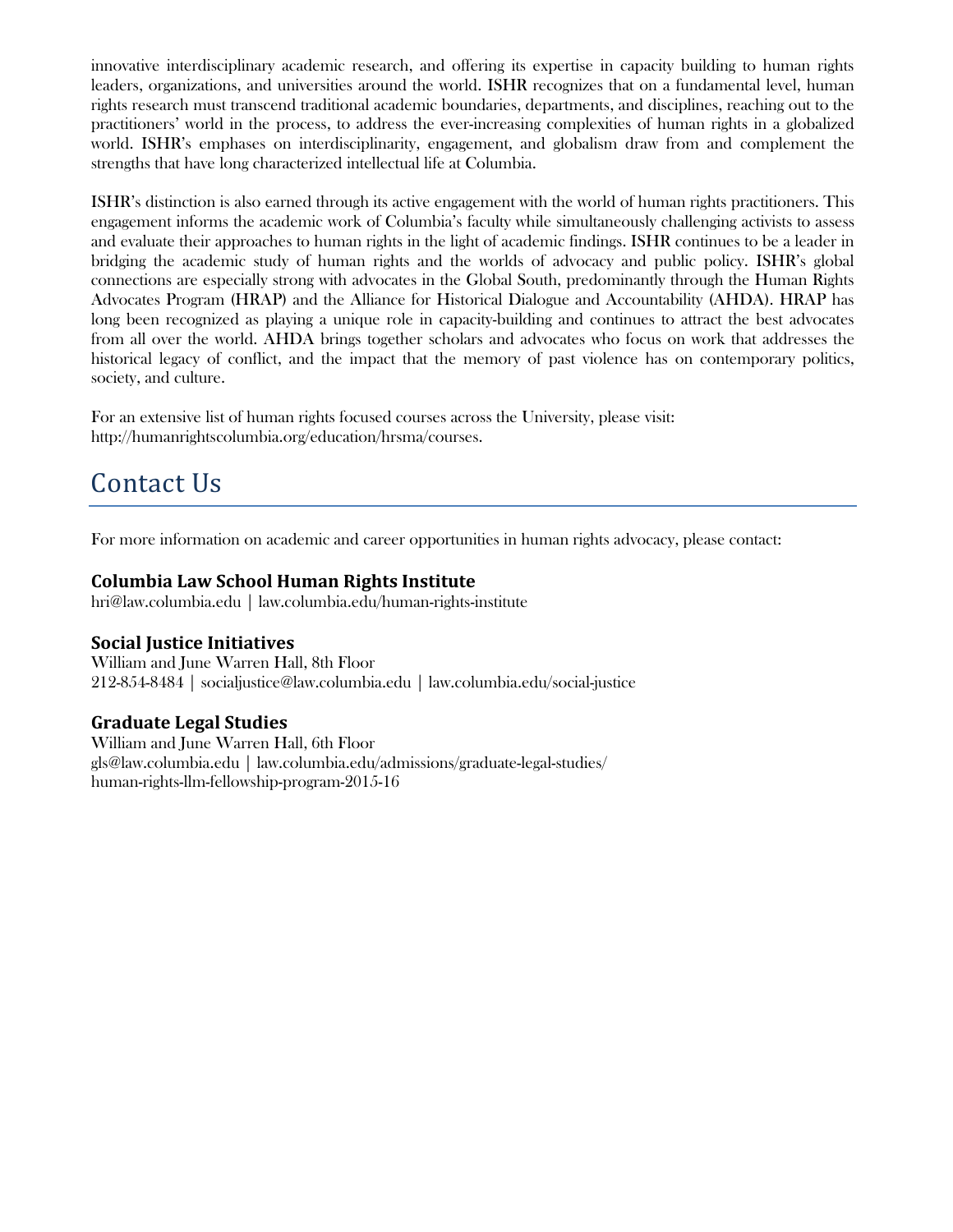innovative interdisciplinary academic research, and offering its expertise in capacity building to human rights leaders, organizations, and universities around the world. ISHR recognizes that on a fundamental level, human rights research must transcend traditional academic boundaries, departments, and disciplines, reaching out to the practitioners' world in the process, to address the ever-increasing complexities of human rights in a globalized world. ISHR's emphases on interdisciplinarity, engagement, and globalism draw from and complement the strengths that have long characterized intellectual life at Columbia.

ISHR's distinction is also earned through its active engagement with the world of human rights practitioners. This engagement informs the academic work of Columbia's faculty while simultaneously challenging activists to assess and evaluate their approaches to human rights in the light of academic findings. ISHR continues to be a leader in bridging the academic study of human rights and the worlds of advocacy and public policy. ISHR's global connections are especially strong with advocates in the Global South, predominantly through the Human Rights Advocates Program (HRAP) and the Alliance for Historical Dialogue and Accountability (AHDA). HRAP has long been recognized as playing a unique role in capacity-building and continues to attract the best advocates from all over the world. AHDA brings together scholars and advocates who focus on work that addresses the historical legacy of conflict, and the impact that the memory of past violence has on contemporary politics, society, and culture.

For an extensive list of human rights focused courses across the University, please visit: http://humanrightscolumbia.org/education/hrsma/courses.

# Contact Us

For more information on academic and career opportunities in human rights advocacy, please contact:

### Columbia Law School Human Rights Institute

hri@law.columbia.edu | law.columbia.edu/human-rights-institute

### Social Justice Initiatives

William and June Warren Hall, 8th Floor
212-854-8484 | socialjustice@law.columbia.edu | law.columbia.edu/social-justice

### Graduate Legal Studies

William and June Warren Hall, 6th Floor
gls@law.columbia.edu | law.columbia.edu/admissions/graduate-legal-studies/human-rights-llm-fellowship-program-2015-16